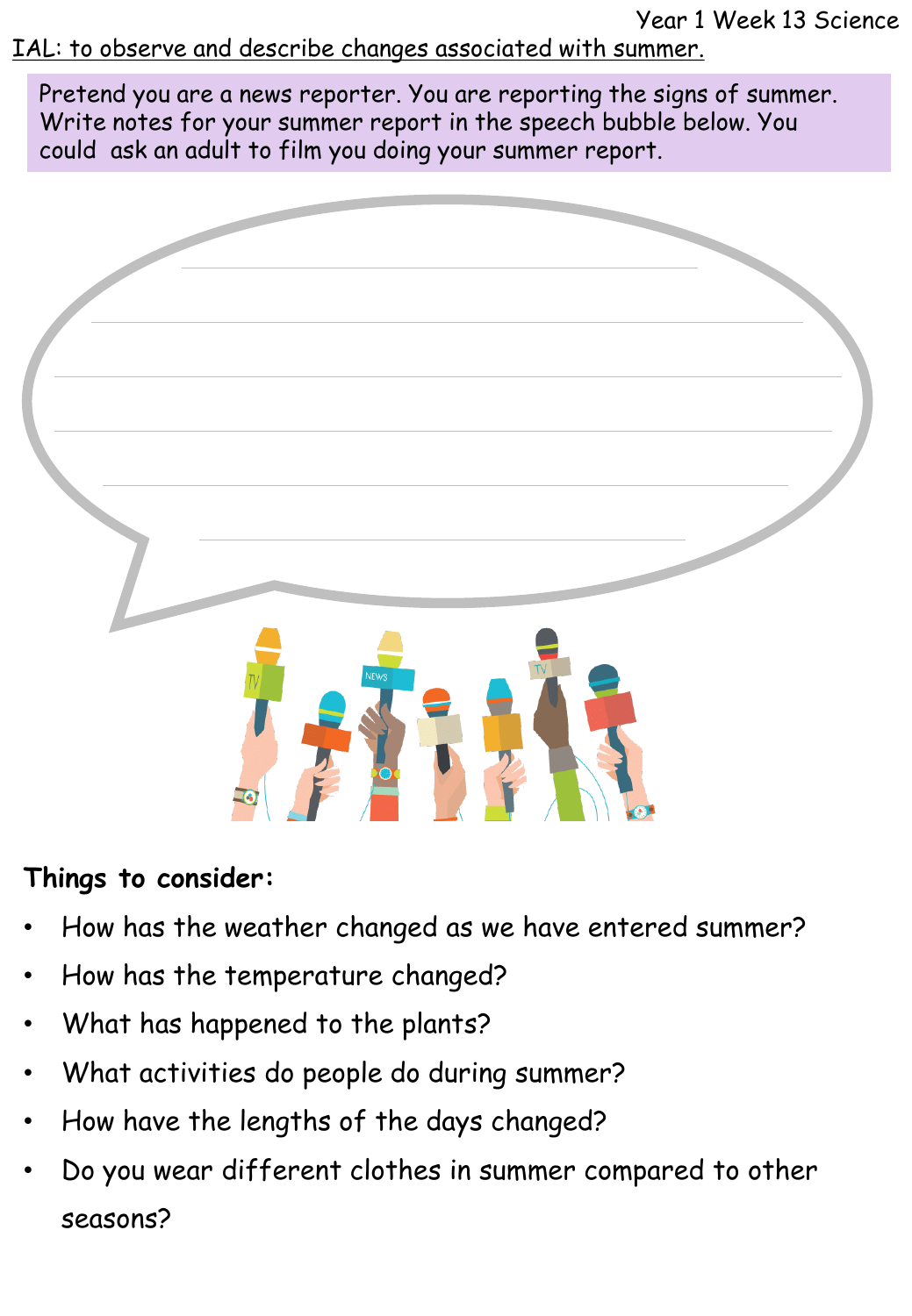Year 1 Week 13 Science

IAL: to observe and describe changes associated with summer.

Pretend you are a news reporter. You are reporting the signs of summer. Write notes for your summer report in the speech bubble below. You could ask an adult to film you doing your summer report.

**Things to consider:**

- How has the weather changed as we have entered summer?
- How has the temperature changed?
- What has happened to the plants?
- What activities do people do during summer?
- How have the lengths of the days changed?
- Do you wear different clothes in summer compared to other seasons?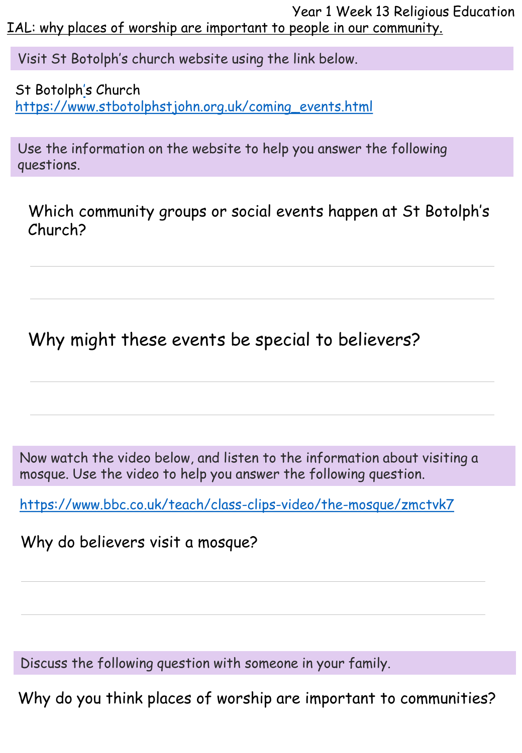Year 1 Week 13 Religious Education

IAL: why places of worship are important to people in our community.

Visit St Botolph's church website using the link below.

St Botolph's Church
https://www.stbotolphstjohn.org.uk/coming_events.html

Use the information on the website to help you answer the following questions.

## Which community groups or social events happen at St Botolph's Church?

______________________________________________

______________________________________________

## Why might these events be special to believers?

______________________________________________

______________________________________________

Now watch the video below, and listen to the information about visiting a mosque. Use the video to help you answer the following question.

https://www.bbc.co.uk/teach/class-clips-video/the-mosque/zmctvk7

### Why do believers visit a mosque?

______________________________________________

______________________________________________

Discuss the following question with someone in your family.

### Why do you think places of worship are important to communities?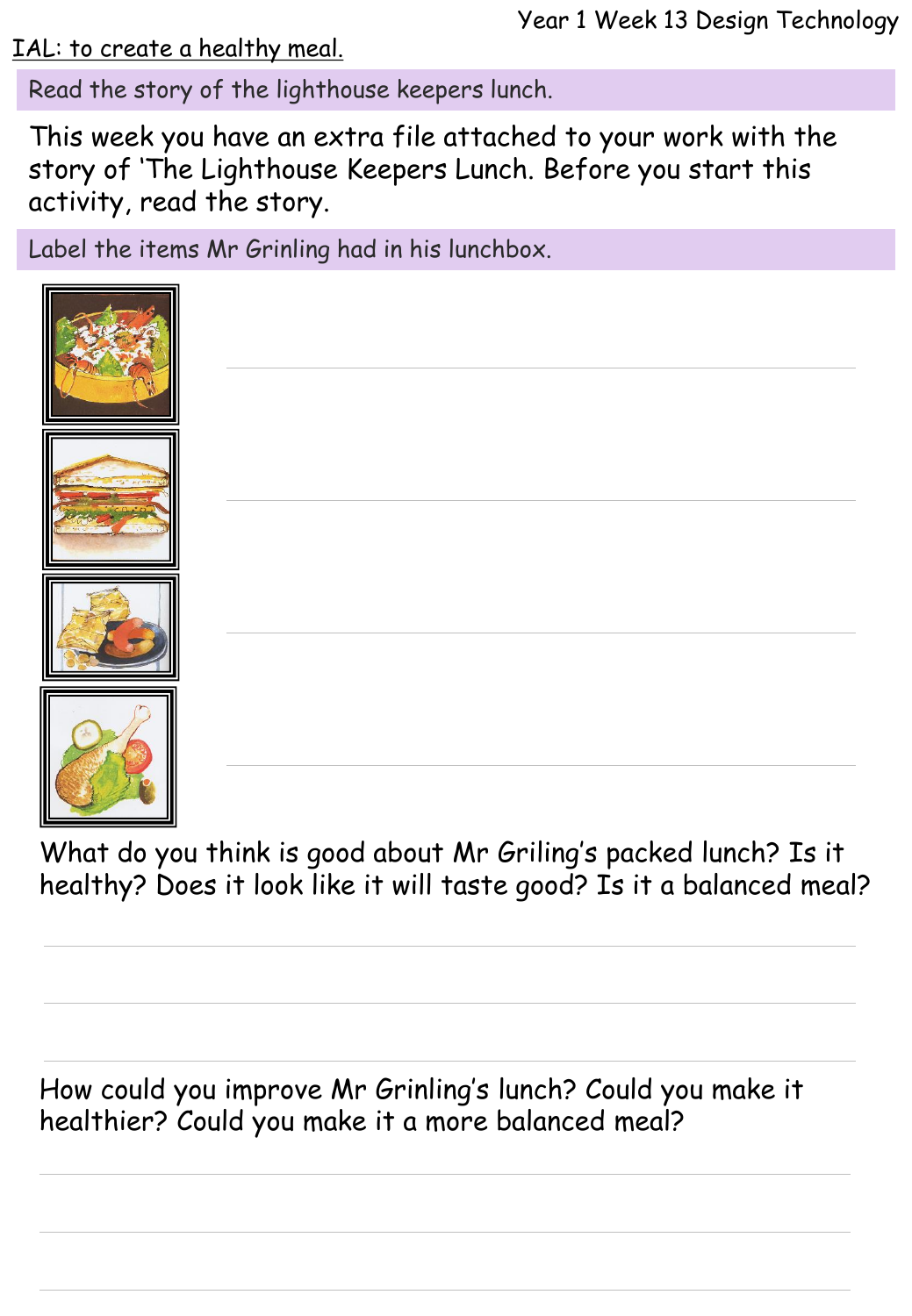Year 1 Week 13 Design Technology

IAL: to create a healthy meal.

Read the story of the lighthouse keepers lunch.

This week you have an extra file attached to your work with the story of 'The Lighthouse Keepers Lunch. Before you start this activity, read the story.

Label the items Mr Grinling had in his lunchbox.

\_\_\_\_\_\_\_\_\_\_\_\_\_\_\_\_\_\_\_\_\_\_\_\_\_\_\_\_\_\_\_\_

\_\_\_\_\_\_\_\_\_\_\_\_\_\_\_\_\_\_\_\_\_\_\_\_\_\_\_\_\_\_\_\_

\_\_\_\_\_\_\_\_\_\_\_\_\_\_\_\_\_\_\_\_\_\_\_\_\_\_\_\_\_\_\_\_

\_\_\_\_\_\_\_\_\_\_\_\_\_\_\_\_\_\_\_\_\_\_\_\_\_\_\_\_\_\_\_\_

What do you think is good about Mr Griling's packed lunch? Is it healthy? Does it look like it will taste good? Is it a balanced meal?

\_\_\_\_\_\_\_\_\_\_\_\_\_\_\_\_\_\_\_\_\_\_\_\_\_\_\_\_\_\_\_\_\_\_\_\_\_\_\_\_

\_\_\_\_\_\_\_\_\_\_\_\_\_\_\_\_\_\_\_\_\_\_\_\_\_\_\_\_\_\_\_\_\_\_\_\_\_\_\_\_

\_\_\_\_\_\_\_\_\_\_\_\_\_\_\_\_\_\_\_\_\_\_\_\_\_\_\_\_\_\_\_\_\_\_\_\_\_\_\_\_

How could you improve Mr Grinling's lunch? Could you make it healthier? Could you make it a more balanced meal?

\_\_\_\_\_\_\_\_\_\_\_\_\_\_\_\_\_\_\_\_\_\_\_\_\_\_\_\_\_\_\_\_\_\_\_\_\_\_\_\_

\_\_\_\_\_\_\_\_\_\_\_\_\_\_\_\_\_\_\_\_\_\_\_\_\_\_\_\_\_\_\_\_\_\_\_\_\_\_\_\_

\_\_\_\_\_\_\_\_\_\_\_\_\_\_\_\_\_\_\_\_\_\_\_\_\_\_\_\_\_\_\_\_\_\_\_\_\_\_\_\_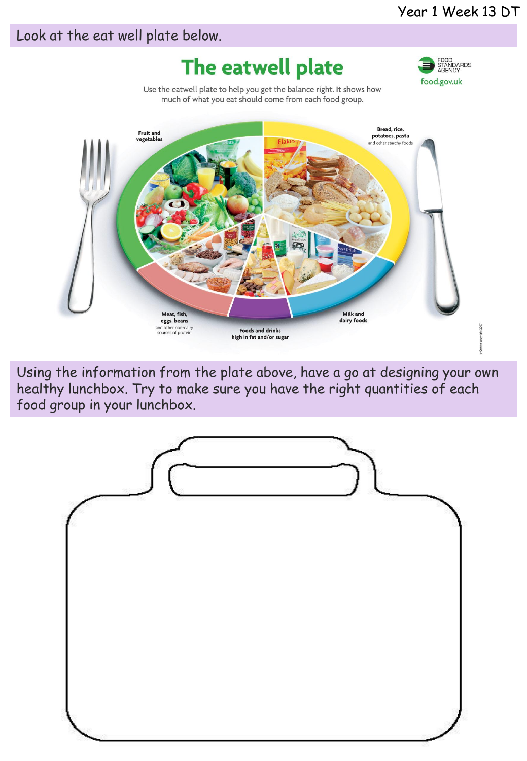Year 1 Week 13 DT

Look at the eat well plate below.

# The eatwell plate

FOOD STANDARDS AGENCY
food.gov.uk

Use the eatwell plate to help you get the balance right. It shows how much of what you eat should come from each food group.

Fruit and vegetables

Bread, rice, potatoes, pasta and other starchy foods

Meat, fish, eggs, beans and other non-dairy sources of protein

Foods and drinks high in fat and/or sugar

Milk and dairy foods

© Crown copyright 2007

Using the information from the plate above, have a go at designing your own healthy lunchbox. Try to make sure you have the right quantities of each food group in your lunchbox.